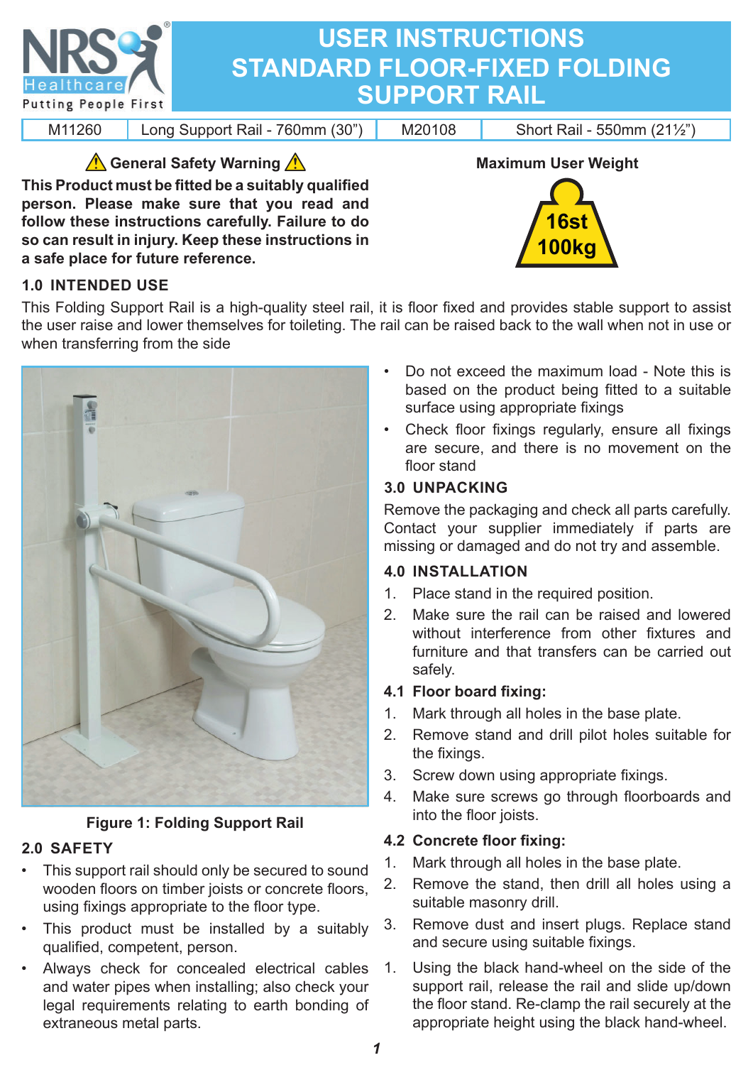NRS Healthcare
Putting People First

# USER INSTRUCTIONS STANDARD FLOOR-FIXED FOLDING SUPPORT RAIL

| M11260 | Long Support Rail - 760mm (30") | M20108 | Short Rail - 550mm (21½") |
|---|---|---|---|

**⚠ General Safety Warning ⚠**

**This Product must be fitted be a suitably qualified person. Please make sure that you read and follow these instructions carefully. Failure to do so can result in injury. Keep these instructions in a safe place for future reference.**

**Maximum User Weight**

**16st 100kg**

## 1.0 INTENDED USE

This Folding Support Rail is a high-quality steel rail, it is floor fixed and provides stable support to assist the user raise and lower themselves for toileting. The rail can be raised back to the wall when not in use or when transferring from the side

**Figure 1: Folding Support Rail**

## 2.0 SAFETY

- This support rail should only be secured to sound wooden floors on timber joists or concrete floors, using fixings appropriate to the floor type.
- This product must be installed by a suitably qualified, competent, person.
- Always check for concealed electrical cables and water pipes when installing; also check your legal requirements relating to earth bonding of extraneous metal parts.
- Do not exceed the maximum load - Note this is based on the product being fitted to a suitable surface using appropriate fixings
- Check floor fixings regularly, ensure all fixings are secure, and there is no movement on the floor stand

## 3.0 UNPACKING

Remove the packaging and check all parts carefully. Contact your supplier immediately if parts are missing or damaged and do not try and assemble.

## 4.0 INSTALLATION

1. Place stand in the required position.
2. Make sure the rail can be raised and lowered without interference from other fixtures and furniture and that transfers can be carried out safely.

### 4.1 Floor board fixing:

1. Mark through all holes in the base plate.
2. Remove stand and drill pilot holes suitable for the fixings.
3. Screw down using appropriate fixings.
4. Make sure screws go through floorboards and into the floor joists.

### 4.2 Concrete floor fixing:

1. Mark through all holes in the base plate.
2. Remove the stand, then drill all holes using a suitable masonry drill.
3. Remove dust and insert plugs. Replace stand and secure using suitable fixings.

1. Using the black hand-wheel on the side of the support rail, release the rail and slide up/down the floor stand. Re-clamp the rail securely at the appropriate height using the black hand-wheel.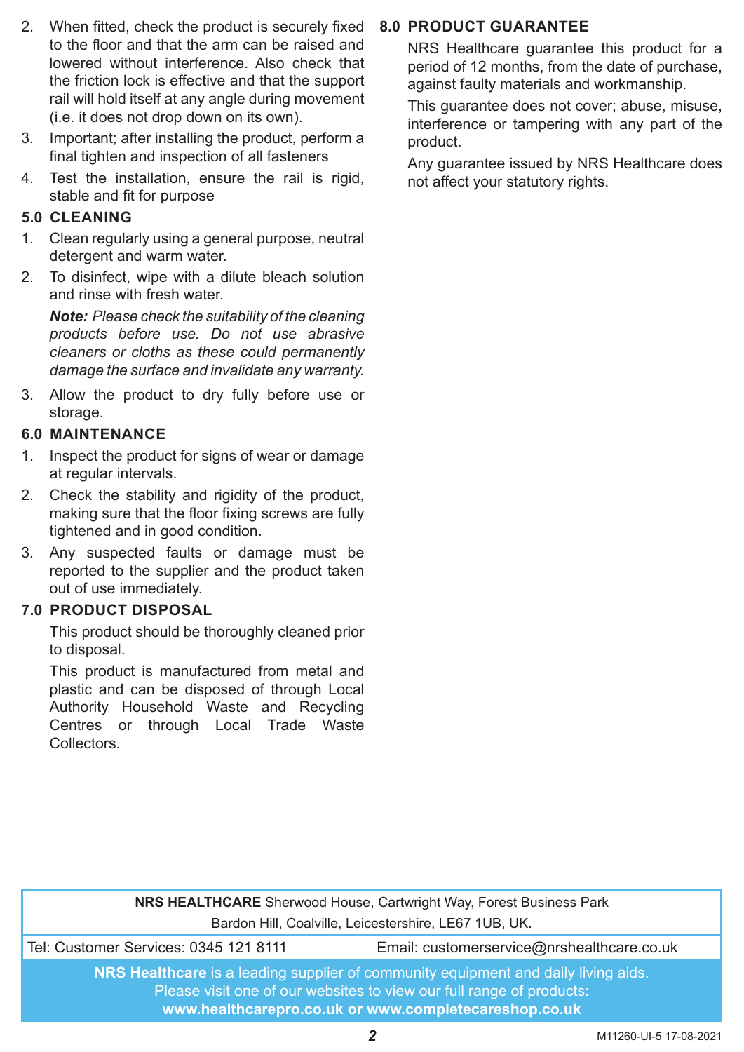2. When fitted, check the product is securely fixed to the floor and that the arm can be raised and lowered without interference. Also check that the friction lock is effective and that the support rail will hold itself at any angle during movement (i.e. it does not drop down on its own).
3. Important; after installing the product, perform a final tighten and inspection of all fasteners
4. Test the installation, ensure the rail is rigid, stable and fit for purpose

## 5.0 CLEANING

1. Clean regularly using a general purpose, neutral detergent and warm water.
2. To disinfect, wipe with a dilute bleach solution and rinse with fresh water.

   ***Note:*** *Please check the suitability of the cleaning products before use. Do not use abrasive cleaners or cloths as these could permanently damage the surface and invalidate any warranty.*

3. Allow the product to dry fully before use or storage.

## 6.0 MAINTENANCE

1. Inspect the product for signs of wear or damage at regular intervals.
2. Check the stability and rigidity of the product, making sure that the floor fixing screws are fully tightened and in good condition.
3. Any suspected faults or damage must be reported to the supplier and the product taken out of use immediately.

## 7.0 PRODUCT DISPOSAL

This product should be thoroughly cleaned prior to disposal.

This product is manufactured from metal and plastic and can be disposed of through Local Authority Household Waste and Recycling Centres or through Local Trade Waste Collectors.

## 8.0 PRODUCT GUARANTEE

NRS Healthcare guarantee this product for a period of 12 months, from the date of purchase, against faulty materials and workmanship.

This guarantee does not cover; abuse, misuse, interference or tampering with any part of the product.

Any guarantee issued by NRS Healthcare does not affect your statutory rights.

**NRS HEALTHCARE** Sherwood House, Cartwright Way, Forest Business Park
Bardon Hill, Coalville, Leicestershire, LE67 1UB, UK.

Tel: Customer Services: 0345 121 8111

Email: customerservice@nrshealthcare.co.uk

**NRS Healthcare** is a leading supplier of community equipment and daily living aids.
Please visit one of our websites to view our full range of products:
**www.healthcarepro.co.uk or www.completecareshop.co.uk**

M11260-UI-5 17-08-2021